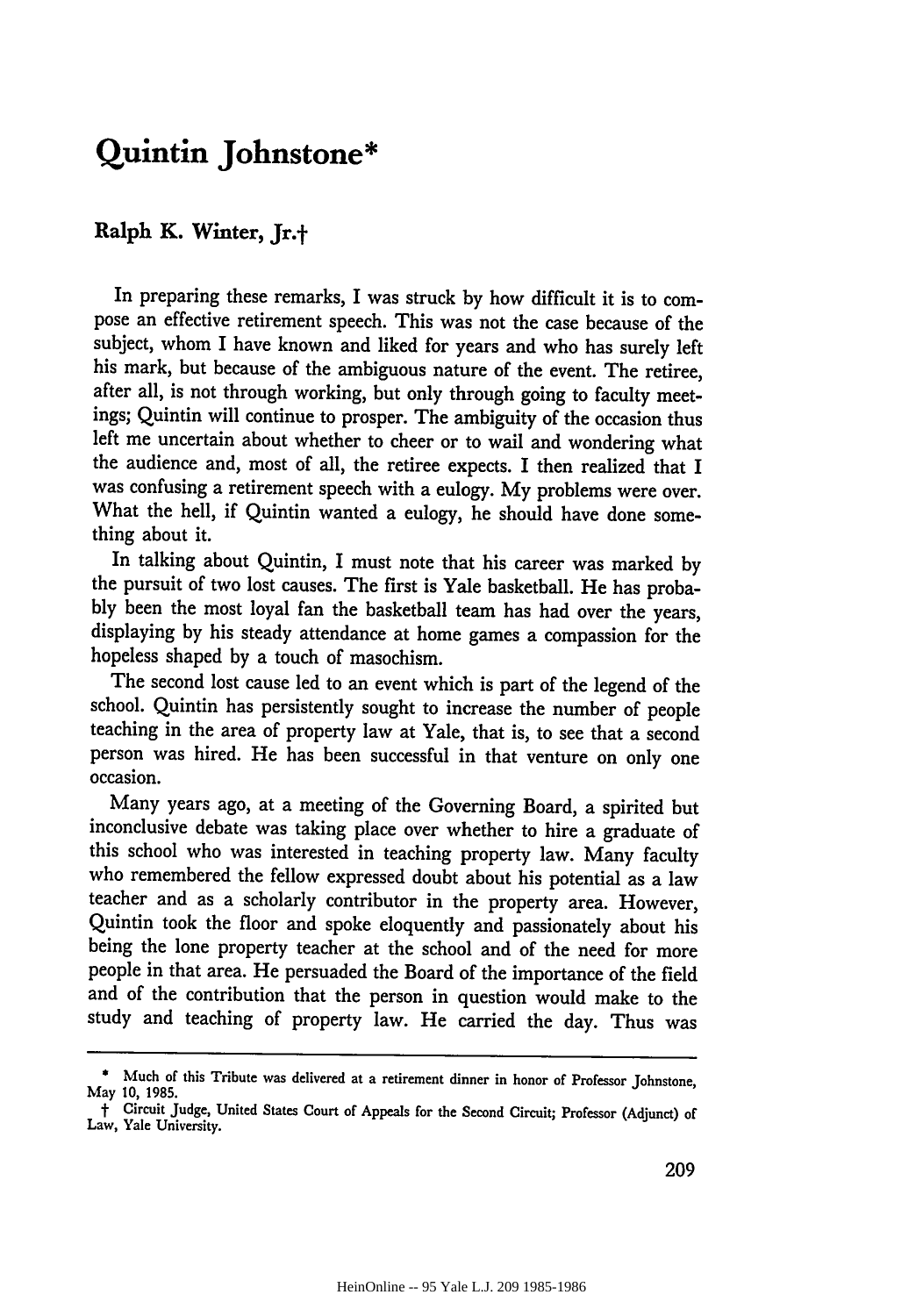# Quintin Johnstone*

## Ralph K. Winter, Jr.†

In preparing these remarks, I was struck by how difficult it is to compose an effective retirement speech. This was not the case because of the subject, whom I have known and liked for years and who has surely left his mark, but because of the ambiguous nature of the event. The retiree, after all, is not through working, but only through going to faculty meetings; Quintin will continue to prosper. The ambiguity of the occasion thus left me uncertain about whether to cheer or to wail and wondering what the audience and, most of all, the retiree expects. I then realized that I was confusing a retirement speech with a eulogy. My problems were over. What the hell, if Quintin wanted a eulogy, he should have done something about it.

In talking about Quintin, I must note that his career was marked by the pursuit of two lost causes. The first is Yale basketball. He has probably been the most loyal fan the basketball team has had over the years, displaying by his steady attendance at home games a compassion for the hopeless shaped by a touch of masochism.

The second lost cause led to an event which is part of the legend of the school. Quintin has persistently sought to increase the number of people teaching in the area of property law at Yale, that is, to see that a second person was hired. He has been successful in that venture on only one occasion.

Many years ago, at a meeting of the Governing Board, a spirited but inconclusive debate was taking place over whether to hire a graduate of this school who was interested in teaching property law. Many faculty who remembered the fellow expressed doubt about his potential as a law teacher and as a scholarly contributor in the property area. However, Quintin took the floor and spoke eloquently and passionately about his being the lone property teacher at the school and of the need for more people in that area. He persuaded the Board of the importance of the field and of the contribution that the person in question would make to the study and teaching of property law. He carried the day. Thus was

---

\* Much of this Tribute was delivered at a retirement dinner in honor of Professor Johnstone, May 10, 1985.

† Circuit Judge, United States Court of Appeals for the Second Circuit; Professor (Adjunct) of Law, Yale University.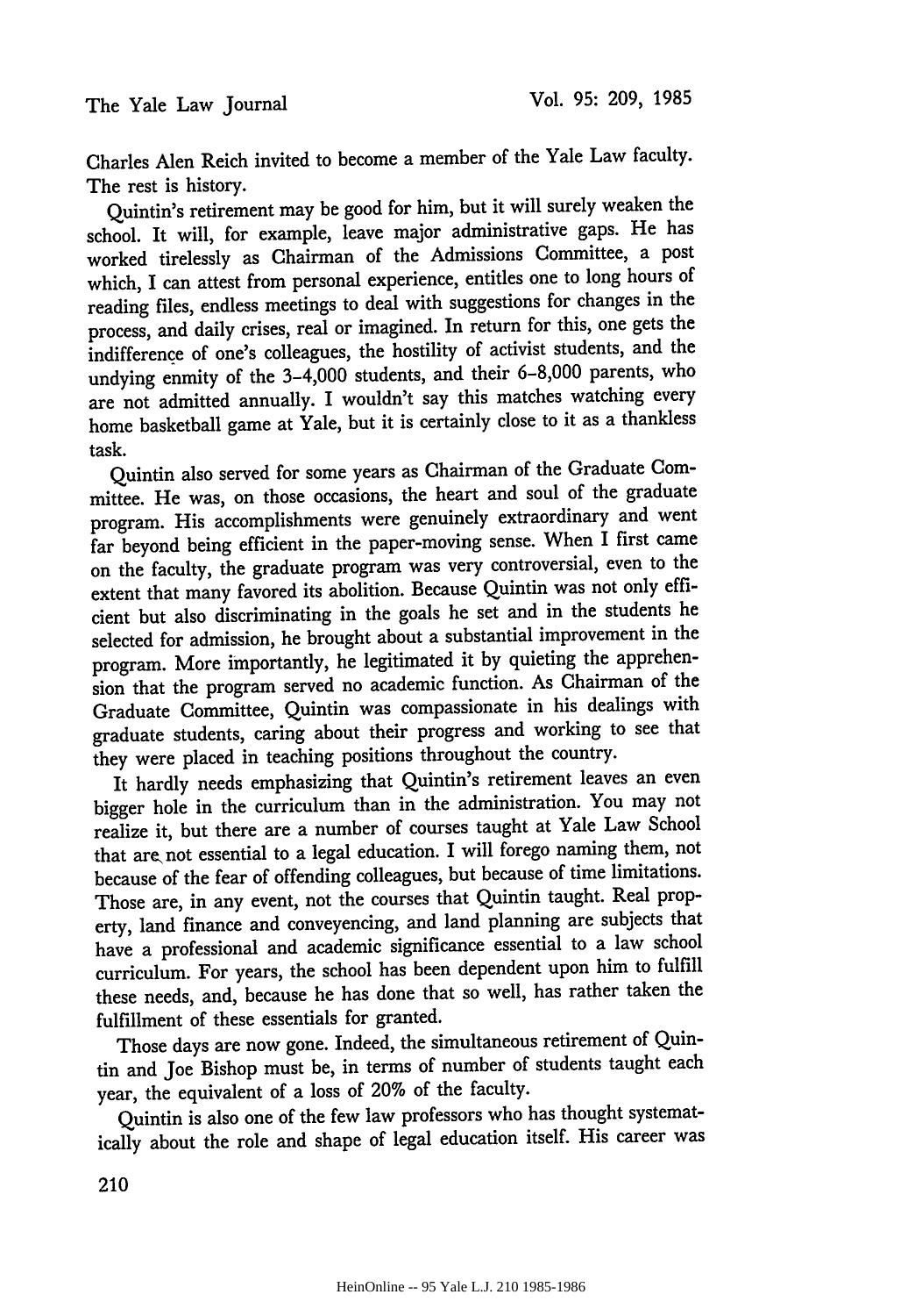Charles Alen Reich invited to become a member of the Yale Law faculty. The rest is history.

Quintin's retirement may be good for him, but it will surely weaken the school. It will, for example, leave major administrative gaps. He has worked tirelessly as Chairman of the Admissions Committee, a post which, I can attest from personal experience, entitles one to long hours of reading files, endless meetings to deal with suggestions for changes in the process, and daily crises, real or imagined. In return for this, one gets the indifference of one's colleagues, the hostility of activist students, and the undying enmity of the 3–4,000 students, and their 6–8,000 parents, who are not admitted annually. I wouldn't say this matches watching every home basketball game at Yale, but it is certainly close to it as a thankless task.

Quintin also served for some years as Chairman of the Graduate Committee. He was, on those occasions, the heart and soul of the graduate program. His accomplishments were genuinely extraordinary and went far beyond being efficient in the paper-moving sense. When I first came on the faculty, the graduate program was very controversial, even to the extent that many favored its abolition. Because Quintin was not only efficient but also discriminating in the goals he set and in the students he selected for admission, he brought about a substantial improvement in the program. More importantly, he legitimated it by quieting the apprehension that the program served no academic function. As Chairman of the Graduate Committee, Quintin was compassionate in his dealings with graduate students, caring about their progress and working to see that they were placed in teaching positions throughout the country.

It hardly needs emphasizing that Quintin's retirement leaves an even bigger hole in the curriculum than in the administration. You may not realize it, but there are a number of courses taught at Yale Law School that are not essential to a legal education. I will forego naming them, not because of the fear of offending colleagues, but because of time limitations. Those are, in any event, not the courses that Quintin taught. Real property, land finance and conveyencing, and land planning are subjects that have a professional and academic significance essential to a law school curriculum. For years, the school has been dependent upon him to fulfill these needs, and, because he has done that so well, has rather taken the fulfillment of these essentials for granted.

Those days are now gone. Indeed, the simultaneous retirement of Quintin and Joe Bishop must be, in terms of number of students taught each year, the equivalent of a loss of 20% of the faculty.

Quintin is also one of the few law professors who has thought systematically about the role and shape of legal education itself. His career was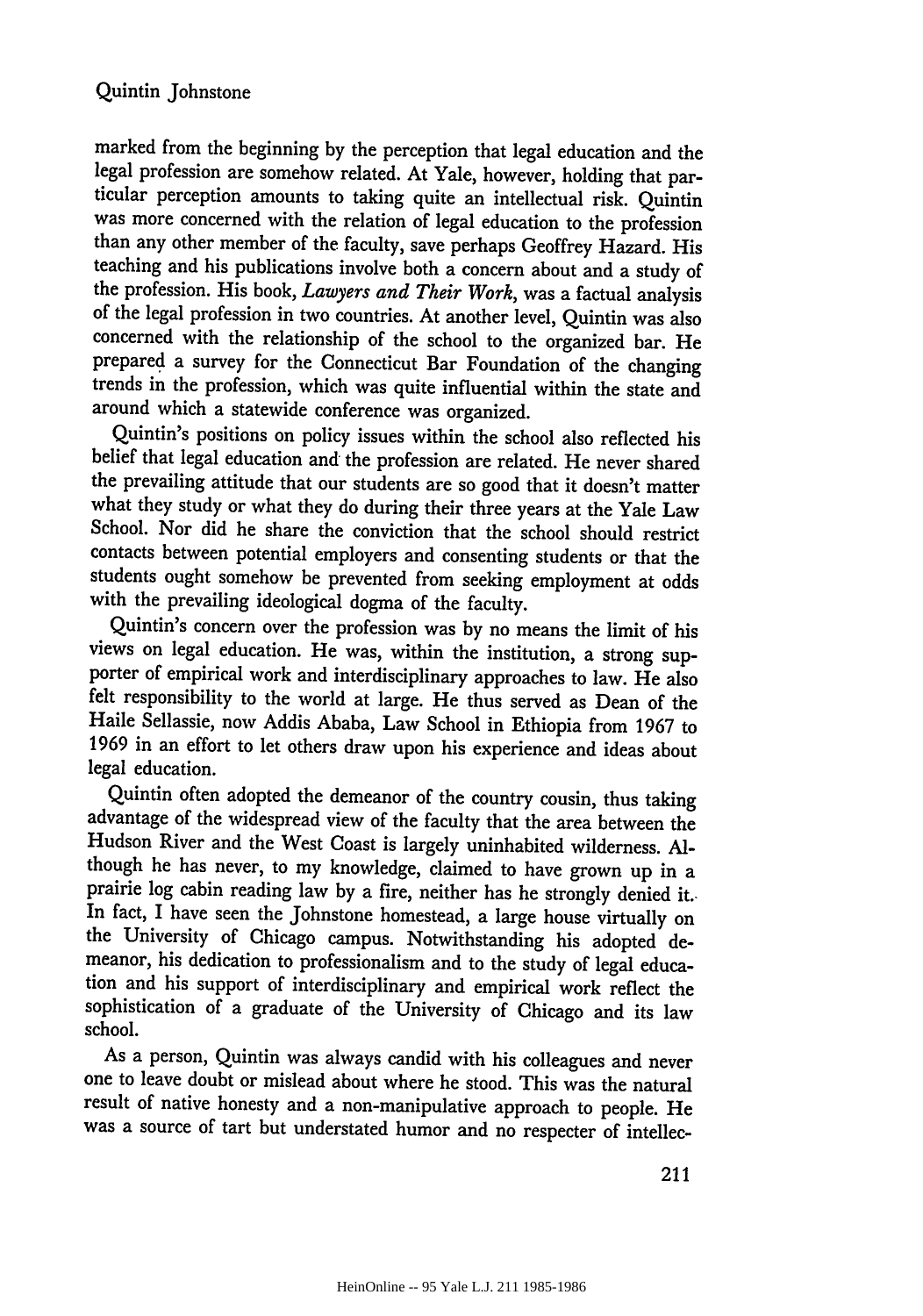marked from the beginning by the perception that legal education and the legal profession are somehow related. At Yale, however, holding that particular perception amounts to taking quite an intellectual risk. Quintin was more concerned with the relation of legal education to the profession than any other member of the faculty, save perhaps Geoffrey Hazard. His teaching and his publications involve both a concern about and a study of the profession. His book, *Lawyers and Their Work*, was a factual analysis of the legal profession in two countries. At another level, Quintin was also concerned with the relationship of the school to the organized bar. He prepared a survey for the Connecticut Bar Foundation of the changing trends in the profession, which was quite influential within the state and around which a statewide conference was organized.

Quintin's positions on policy issues within the school also reflected his belief that legal education and the profession are related. He never shared the prevailing attitude that our students are so good that it doesn't matter what they study or what they do during their three years at the Yale Law School. Nor did he share the conviction that the school should restrict contacts between potential employers and consenting students or that the students ought somehow be prevented from seeking employment at odds with the prevailing ideological dogma of the faculty.

Quintin's concern over the profession was by no means the limit of his views on legal education. He was, within the institution, a strong supporter of empirical work and interdisciplinary approaches to law. He also felt responsibility to the world at large. He thus served as Dean of the Haile Sellassie, now Addis Ababa, Law School in Ethiopia from 1967 to 1969 in an effort to let others draw upon his experience and ideas about legal education.

Quintin often adopted the demeanor of the country cousin, thus taking advantage of the widespread view of the faculty that the area between the Hudson River and the West Coast is largely uninhabited wilderness. Although he has never, to my knowledge, claimed to have grown up in a prairie log cabin reading law by a fire, neither has he strongly denied it. In fact, I have seen the Johnstone homestead, a large house virtually on the University of Chicago campus. Notwithstanding his adopted demeanor, his dedication to professionalism and to the study of legal education and his support of interdisciplinary and empirical work reflect the sophistication of a graduate of the University of Chicago and its law school.

As a person, Quintin was always candid with his colleagues and never one to leave doubt or mislead about where he stood. This was the natural result of native honesty and a non-manipulative approach to people. He was a source of tart but understated humor and no respecter of intellec-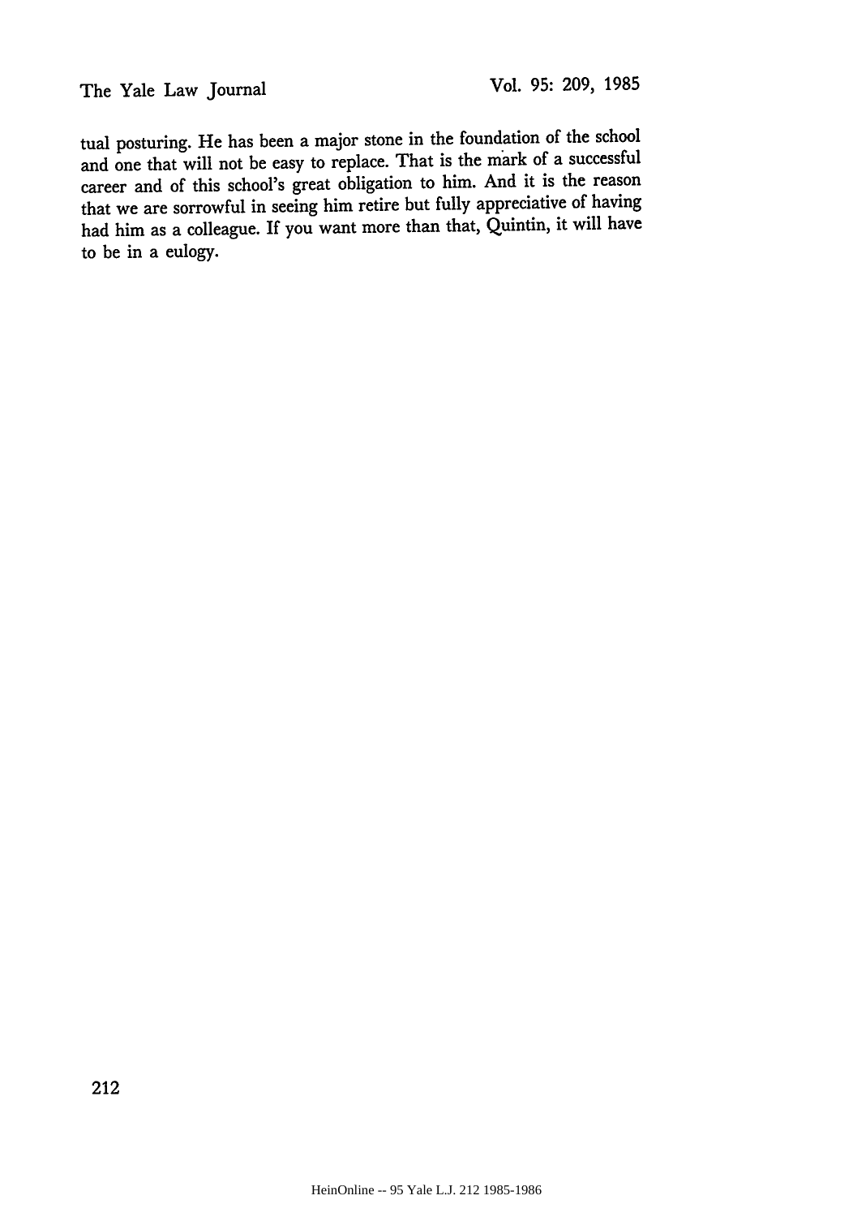tual posturing. He has been a major stone in the foundation of the school and one that will not be easy to replace. That is the mark of a successful career and of this school's great obligation to him. And it is the reason that we are sorrowful in seeing him retire but fully appreciative of having had him as a colleague. If you want more than that, Quintin, it will have to be in a eulogy.